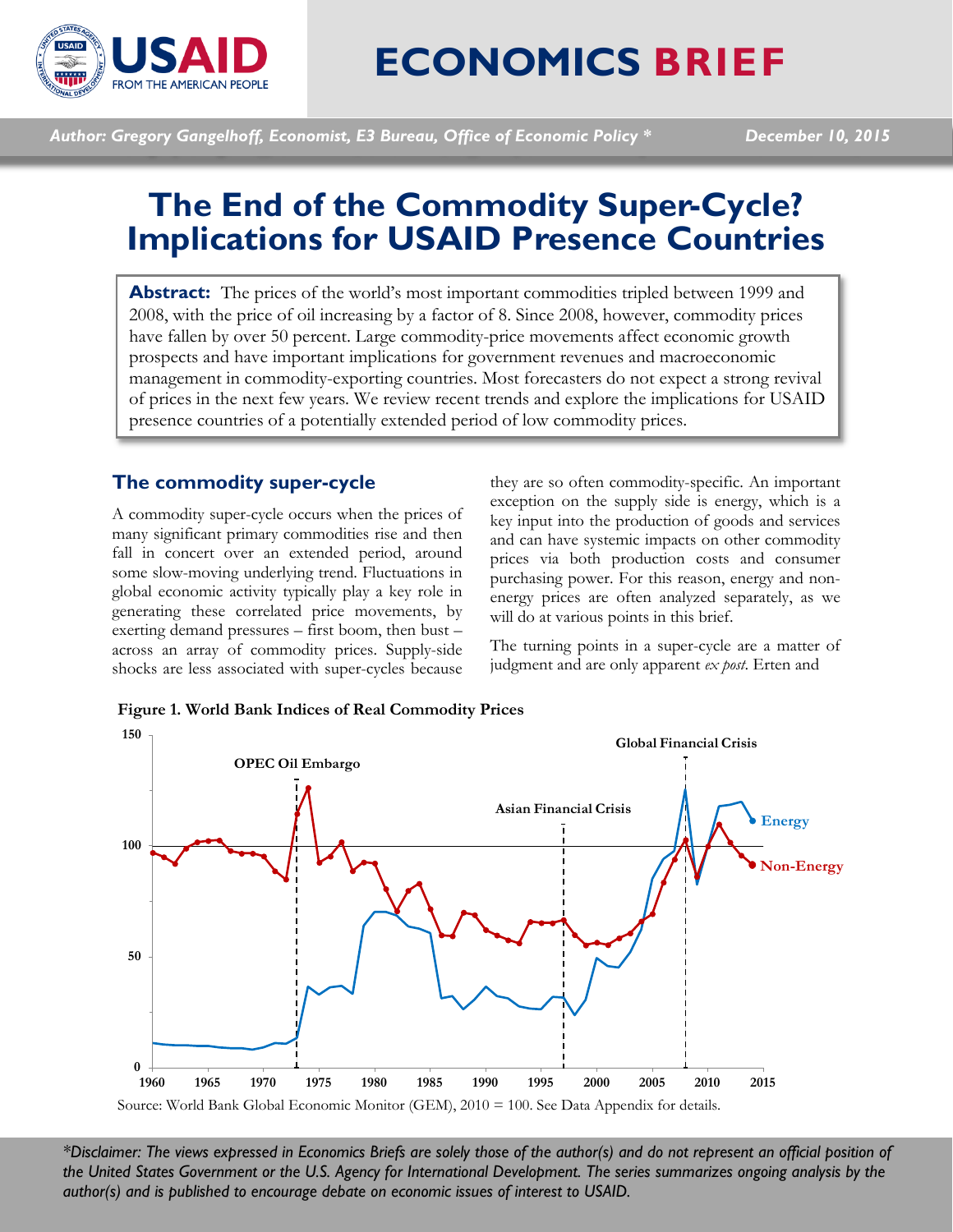# ECONOMICS BRIEF

*Author: Gregory Gangelhoff, Economist, E3 Bureau, Office of Economic Policy \** *December 10, 2015*

# The End of the Commodity Super-Cycle? Implications for USAID Presence Countries

**Abstract:** The prices of the world's most important commodities tripled between 1999 and 2008, with the price of oil increasing by a factor of 8. Since 2008, however, commodity prices have fallen by over 50 percent. Large commodity-price movements affect economic growth prospects and have important implications for government revenues and macroeconomic management in commodity-exporting countries. Most forecasters do not expect a strong revival of prices in the next few years. We review recent trends and explore the implications for USAID presence countries of a potentially extended period of low commodity prices.

## The commodity super-cycle

A commodity super-cycle occurs when the prices of many significant primary commodities rise and then fall in concert over an extended period, around some slow-moving underlying trend. Fluctuations in global economic activity typically play a key role in generating these correlated price movements, by exerting demand pressures – first boom, then bust – across an array of commodity prices. Supply-side shocks are less associated with super-cycles because they are so often commodity-specific. An important exception on the supply side is energy, which is a key input into the production of goods and services and can have systemic impacts on other commodity prices via both production costs and consumer purchasing power. For this reason, energy and non-energy prices are often analyzed separately, as we will do at various points in this brief.

The turning points in a super-cycle are a matter of judgment and are only apparent *ex post*. Erten and

**Figure 1. World Bank Indices of Real Commodity Prices**

Source: World Bank Global Economic Monitor (GEM), 2010 = 100. See Data Appendix for details.

*\*Disclaimer: The views expressed in Economics Briefs are solely those of the author(s) and do not represent an official position of the United States Government or the U.S. Agency for International Development. The series summarizes ongoing analysis by the author(s) and is published to encourage debate on economic issues of interest to USAID.*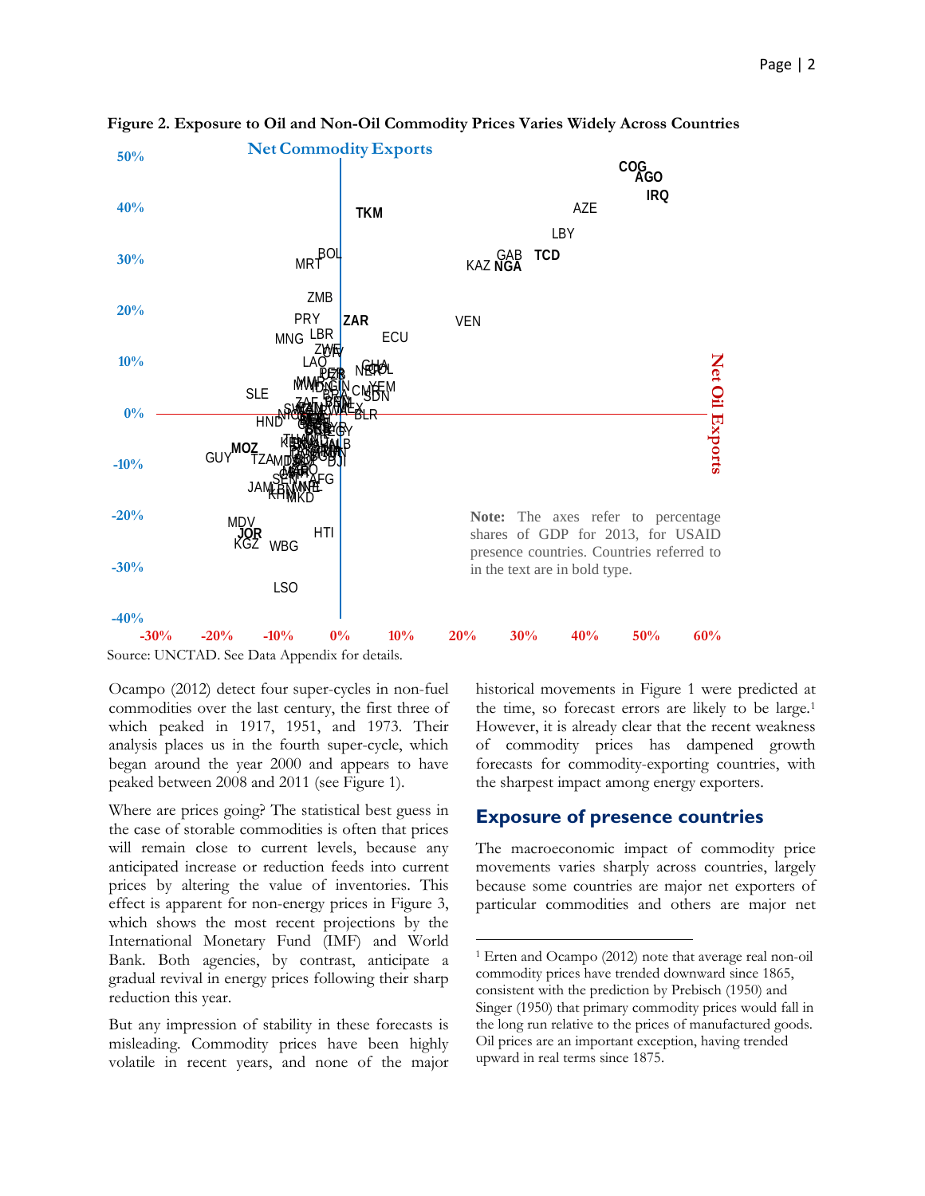**Figure 2. Exposure to Oil and Non-Oil Commodity Prices Varies Widely Across Countries**

Note: The axes refer to percentage shares of GDP for 2013, for USAID presence countries. Countries referred to in the text are in bold type.

Source: UNCTAD. See Data Appendix for details.

Ocampo (2012) detect four super-cycles in non-fuel commodities over the last century, the first three of which peaked in 1917, 1951, and 1973. Their analysis places us in the fourth super-cycle, which began around the year 2000 and appears to have peaked between 2008 and 2011 (see Figure 1).

Where are prices going? The statistical best guess in the case of storable commodities is often that prices will remain close to current levels, because any anticipated increase or reduction feeds into current prices by altering the value of inventories. This effect is apparent for non-energy prices in Figure 3, which shows the most recent projections by the International Monetary Fund (IMF) and World Bank. Both agencies, by contrast, anticipate a gradual revival in energy prices following their sharp reduction this year.

But any impression of stability in these forecasts is misleading. Commodity prices have been highly volatile in recent years, and none of the major historical movements in Figure 1 were predicted at the time, so forecast errors are likely to be large.[1] However, it is already clear that the recent weakness of commodity prices has dampened growth forecasts for commodity-exporting countries, with the sharpest impact among energy exporters.

## Exposure of presence countries

The macroeconomic impact of commodity price movements varies sharply across countries, largely because some countries are major net exporters of particular commodities and others are major net

[1] Erten and Ocampo (2012) note that average real non-oil commodity prices have trended downward since 1865, consistent with the prediction by Prebisch (1950) and Singer (1950) that primary commodity prices would fall in the long run relative to the prices of manufactured goods. Oil prices are an important exception, having trended upward in real terms since 1875.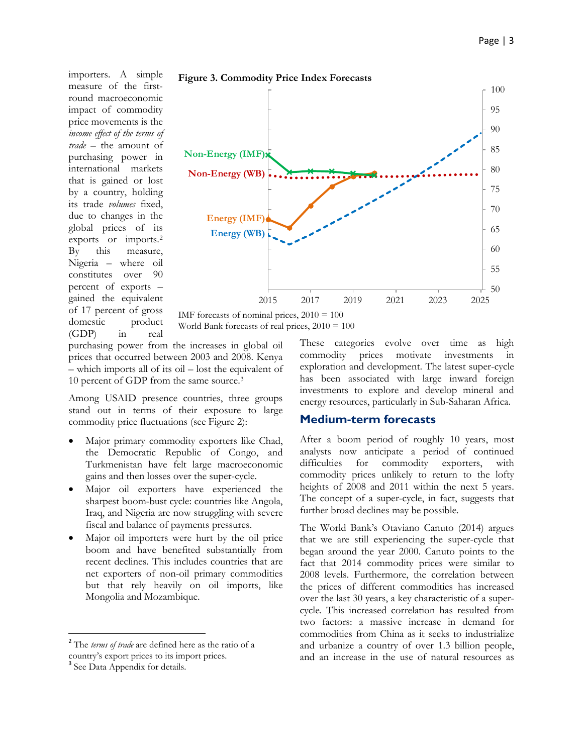importers. A simple measure of the first-round macroeconomic impact of commodity price movements is the *income effect of the terms of trade* – the amount of purchasing power in international markets that is gained or lost by a country, holding its trade *volumes* fixed, due to changes in the global prices of its exports or imports.[2] By this measure, Nigeria – where oil constitutes over 90 percent of exports – gained the equivalent of 17 percent of gross domestic product (GDP) in real purchasing power from the increases in global oil prices that occurred between 2003 and 2008. Kenya – which imports all of its oil – lost the equivalent of 10 percent of GDP from the same source.[3]

**Figure 3. Commodity Price Index Forecasts**

IMF forecasts of nominal prices, 2010 = 100
World Bank forecasts of real prices, 2010 = 100

Among USAID presence countries, three groups stand out in terms of their exposure to large commodity price fluctuations (see Figure 2):

- Major primary commodity exporters like Chad, the Democratic Republic of Congo, and Turkmenistan have felt large macroeconomic gains and then losses over the super-cycle.
- Major oil exporters have experienced the sharpest boom-bust cycle: countries like Angola, Iraq, and Nigeria are now struggling with severe fiscal and balance of payments pressures.
- Major oil importers were hurt by the oil price boom and have benefited substantially from recent declines. This includes countries that are net exporters of non-oil primary commodities but that rely heavily on oil imports, like Mongolia and Mozambique.

These categories evolve over time as high commodity prices motivate investments in exploration and development. The latest super-cycle has been associated with large inward foreign investments to explore and develop mineral and energy resources, particularly in Sub-Saharan Africa.

## Medium-term forecasts

After a boom period of roughly 10 years, most analysts now anticipate a period of continued difficulties for commodity exporters, with commodity prices unlikely to return to the lofty heights of 2008 and 2011 within the next 5 years. The concept of a super-cycle, in fact, suggests that further broad declines may be possible.

The World Bank's Otaviano Canuto (2014) argues that we are still experiencing the super-cycle that began around the year 2000. Canuto points to the fact that 2014 commodity prices were similar to 2008 levels. Furthermore, the correlation between the prices of different commodities has increased over the last 30 years, a key characteristic of a super-cycle. This increased correlation has resulted from two factors: a massive increase in demand for commodities from China as it seeks to industrialize and urbanize a country of over 1.3 billion people, and an increase in the use of natural resources as

---

[2] The *terms of trade* are defined here as the ratio of a country's export prices to its import prices.

[3] See Data Appendix for details.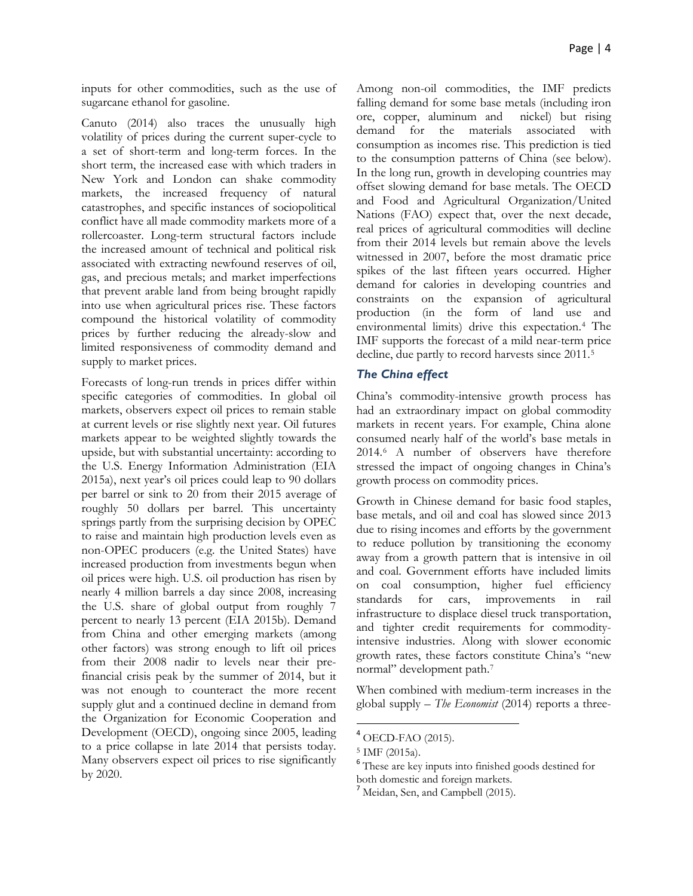inputs for other commodities, such as the use of sugarcane ethanol for gasoline.

Canuto (2014) also traces the unusually high volatility of prices during the current super-cycle to a set of short-term and long-term forces. In the short term, the increased ease with which traders in New York and London can shake commodity markets, the increased frequency of natural catastrophes, and specific instances of sociopolitical conflict have all made commodity markets more of a rollercoaster. Long-term structural factors include the increased amount of technical and political risk associated with extracting newfound reserves of oil, gas, and precious metals; and market imperfections that prevent arable land from being brought rapidly into use when agricultural prices rise. These factors compound the historical volatility of commodity prices by further reducing the already-slow and limited responsiveness of commodity demand and supply to market prices.

Forecasts of long-run trends in prices differ within specific categories of commodities. In global oil markets, observers expect oil prices to remain stable at current levels or rise slightly next year. Oil futures markets appear to be weighted slightly towards the upside, but with substantial uncertainty: according to the U.S. Energy Information Administration (EIA 2015a), next year's oil prices could leap to 90 dollars per barrel or sink to 20 from their 2015 average of roughly 50 dollars per barrel. This uncertainty springs partly from the surprising decision by OPEC to raise and maintain high production levels even as non-OPEC producers (e.g. the United States) have increased production from investments begun when oil prices were high. U.S. oil production has risen by nearly 4 million barrels a day since 2008, increasing the U.S. share of global output from roughly 7 percent to nearly 13 percent (EIA 2015b). Demand from China and other emerging markets (among other factors) was strong enough to lift oil prices from their 2008 nadir to levels near their pre-financial crisis peak by the summer of 2014, but it was not enough to counteract the more recent supply glut and a continued decline in demand from the Organization for Economic Cooperation and Development (OECD), ongoing since 2005, leading to a price collapse in late 2014 that persists today. Many observers expect oil prices to rise significantly by 2020.

Among non-oil commodities, the IMF predicts falling demand for some base metals (including iron ore, copper, aluminum and nickel) but rising demand for the materials associated with consumption as incomes rise. This prediction is tied to the consumption patterns of China (see below). In the long run, growth in developing countries may offset slowing demand for base metals. The OECD and Food and Agricultural Organization/United Nations (FAO) expect that, over the next decade, real prices of agricultural commodities will decline from their 2014 levels but remain above the levels witnessed in 2007, before the most dramatic price spikes of the last fifteen years occurred. Higher demand for calories in developing countries and constraints on the expansion of agricultural production (in the form of land use and environmental limits) drive this expectation.[4] The IMF supports the forecast of a mild near-term price decline, due partly to record harvests since 2011.[5]

### *The China effect*

China's commodity-intensive growth process has had an extraordinary impact on global commodity markets in recent years. For example, China alone consumed nearly half of the world's base metals in 2014.[6] A number of observers have therefore stressed the impact of ongoing changes in China's growth process on commodity prices.

Growth in Chinese demand for basic food staples, base metals, and oil and coal has slowed since 2013 due to rising incomes and efforts by the government to reduce pollution by transitioning the economy away from a growth pattern that is intensive in oil and coal. Government efforts have included limits on coal consumption, higher fuel efficiency standards for cars, improvements in rail infrastructure to displace diesel truck transportation, and tighter credit requirements for commodity-intensive industries. Along with slower economic growth rates, these factors constitute China's "new normal" development path.[7]

When combined with medium-term increases in the global supply – *The Economist* (2014) reports a three-

---

[4] OECD-FAO (2015).

[5] IMF (2015a).

[6] These are key inputs into finished goods destined for both domestic and foreign markets.

[7] Meidan, Sen, and Campbell (2015).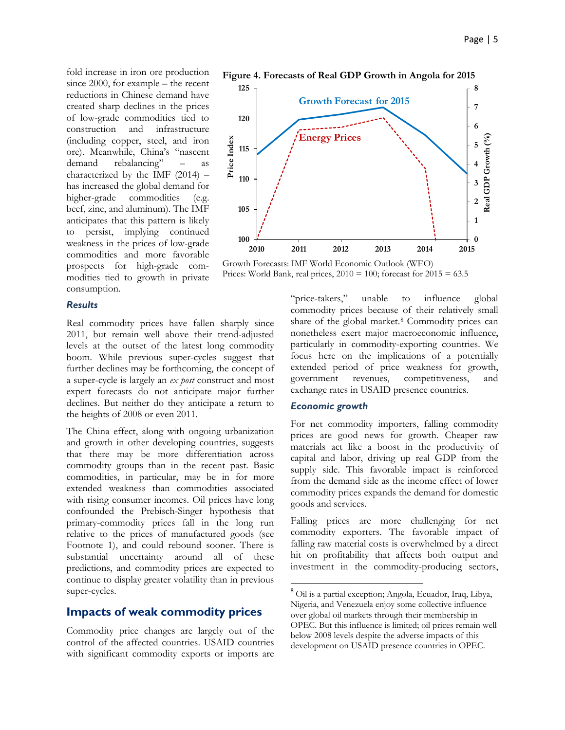fold increase in iron ore production since 2000, for example – the recent reductions in Chinese demand have created sharp declines in the prices of low-grade commodities tied to construction and infrastructure (including copper, steel, and iron ore). Meanwhile, China's "nascent demand rebalancing" – as characterized by the IMF (2014) – has increased the global demand for higher-grade commodities (e.g. beef, zinc, and aluminum). The IMF anticipates that this pattern is likely to persist, implying continued weakness in the prices of low-grade commodities and more favorable prospects for high-grade commodities tied to growth in private consumption.

**Figure 4. Forecasts of Real GDP Growth in Angola for 2015**

Growth Forecasts: IMF World Economic Outlook (WEO)
Prices: World Bank, real prices, 2010 = 100; forecast for 2015 = 63.5

### *Results*

Real commodity prices have fallen sharply since 2011, but remain well above their trend-adjusted levels at the outset of the latest long commodity boom. While previous super-cycles suggest that further declines may be forthcoming, the concept of a super-cycle is largely an *ex post* construct and most expert forecasts do not anticipate major further declines. But neither do they anticipate a return to the heights of 2008 or even 2011.

The China effect, along with ongoing urbanization and growth in other developing countries, suggests that there may be more differentiation across commodity groups than in the recent past. Basic commodities, in particular, may be in for more extended weakness than commodities associated with rising consumer incomes. Oil prices have long confounded the Prebisch-Singer hypothesis that primary-commodity prices fall in the long run relative to the prices of manufactured goods (see Footnote 1), and could rebound sooner. There is substantial uncertainty around all of these predictions, and commodity prices are expected to continue to display greater volatility than in previous super-cycles.

## Impacts of weak commodity prices

Commodity price changes are largely out of the control of the affected countries. USAID countries with significant commodity exports or imports are "price-takers," unable to influence global commodity prices because of their relatively small share of the global market.[8] Commodity prices can nonetheless exert major macroeconomic influence, particularly in commodity-exporting countries. We focus here on the implications of a potentially extended period of price weakness for growth, government revenues, competitiveness, and exchange rates in USAID presence countries.

### *Economic growth*

For net commodity importers, falling commodity prices are good news for growth. Cheaper raw materials act like a boost in the productivity of capital and labor, driving up real GDP from the supply side. This favorable impact is reinforced from the demand side as the income effect of lower commodity prices expands the demand for domestic goods and services.

Falling prices are more challenging for net commodity exporters. The favorable impact of falling raw material costs is overwhelmed by a direct hit on profitability that affects both output and investment in the commodity-producing sectors,

[8] Oil is a partial exception; Angola, Ecuador, Iraq, Libya, Nigeria, and Venezuela enjoy some collective influence over global oil markets through their membership in OPEC. But this influence is limited; oil prices remain well below 2008 levels despite the adverse impacts of this development on USAID presence countries in OPEC.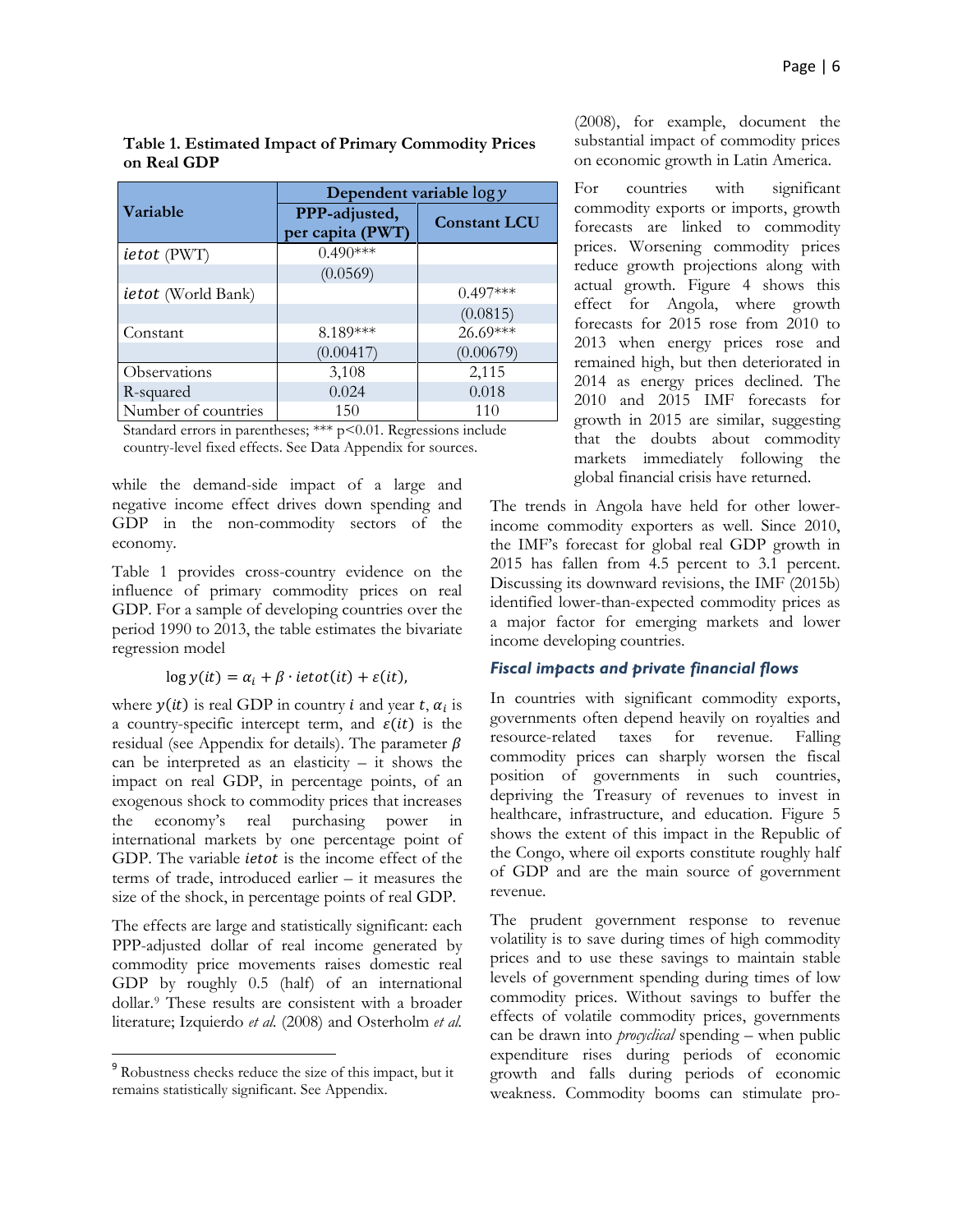**Table 1. Estimated Impact of Primary Commodity Prices on Real GDP**

| Variable | Dependent variable $\log y$ | |
|---|---|---|
| | PPP-adjusted, per capita (PWT) | Constant LCU |
| $ietot$ (PWT) | 0.490*** | |
| | (0.0569) | |
| $ietot$ (World Bank) | | 0.497*** |
| | | (0.0815) |
| Constant | 8.189*** | 26.69*** |
| | (0.00417) | (0.00679) |
| Observations | 3,108 | 2,115 |
| R-squared | 0.024 | 0.018 |
| Number of countries | 150 | 110 |

Standard errors in parentheses; *** p<0.01. Regressions include country-level fixed effects. See Data Appendix for sources.

while the demand-side impact of a large and negative income effect drives down spending and GDP in the non-commodity sectors of the economy.

Table 1 provides cross-country evidence on the influence of primary commodity prices on real GDP. For a sample of developing countries over the period 1990 to 2013, the table estimates the bivariate regression model

$$\log y(it) = \alpha_i + \beta \cdot ietot(it) + \varepsilon(it),$$

where $y(it)$ is real GDP in country $i$ and year $t$, $\alpha_i$ is a country-specific intercept term, and $\varepsilon(it)$ is the residual (see Appendix for details). The parameter $\beta$ can be interpreted as an elasticity – it shows the impact on real GDP, in percentage points, of an exogenous shock to commodity prices that increases the economy's real purchasing power in international markets by one percentage point of GDP. The variable $ietot$ is the income effect of the terms of trade, introduced earlier – it measures the size of the shock, in percentage points of real GDP.

The effects are large and statistically significant: each PPP-adjusted dollar of real income generated by commodity price movements raises domestic real GDP by roughly 0.5 (half) of an international dollar.[9] These results are consistent with a broader literature; Izquierdo *et al.* (2008) and Osterholm *et al.* (2008), for example, document the substantial impact of commodity prices on economic growth in Latin America.

For countries with significant commodity exports or imports, growth forecasts are linked to commodity prices. Worsening commodity prices reduce growth projections along with actual growth. Figure 4 shows this effect for Angola, where growth forecasts for 2015 rose from 2010 to 2013 when energy prices rose and remained high, but then deteriorated in 2014 as energy prices declined. The 2010 and 2015 IMF forecasts for growth in 2015 are similar, suggesting that the doubts about commodity markets immediately following the global financial crisis have returned.

The trends in Angola have held for other lower-income commodity exporters as well. Since 2010, the IMF's forecast for global real GDP growth in 2015 has fallen from 4.5 percent to 3.1 percent. Discussing its downward revisions, the IMF (2015b) identified lower-than-expected commodity prices as a major factor for emerging markets and lower income developing countries.

### *Fiscal impacts and private financial flows*

In countries with significant commodity exports, governments often depend heavily on royalties and resource-related taxes for revenue. Falling commodity prices can sharply worsen the fiscal position of governments in such countries, depriving the Treasury of revenues to invest in healthcare, infrastructure, and education. Figure 5 shows the extent of this impact in the Republic of the Congo, where oil exports constitute roughly half of GDP and are the main source of government revenue.

The prudent government response to revenue volatility is to save during times of high commodity prices and to use these savings to maintain stable levels of government spending during times of low commodity prices. Without savings to buffer the effects of volatile commodity prices, governments can be drawn into *procyclical* spending – when public expenditure rises during periods of economic growth and falls during periods of economic weakness. Commodity booms can stimulate pro-

[9] Robustness checks reduce the size of this impact, but it remains statistically significant. See Appendix.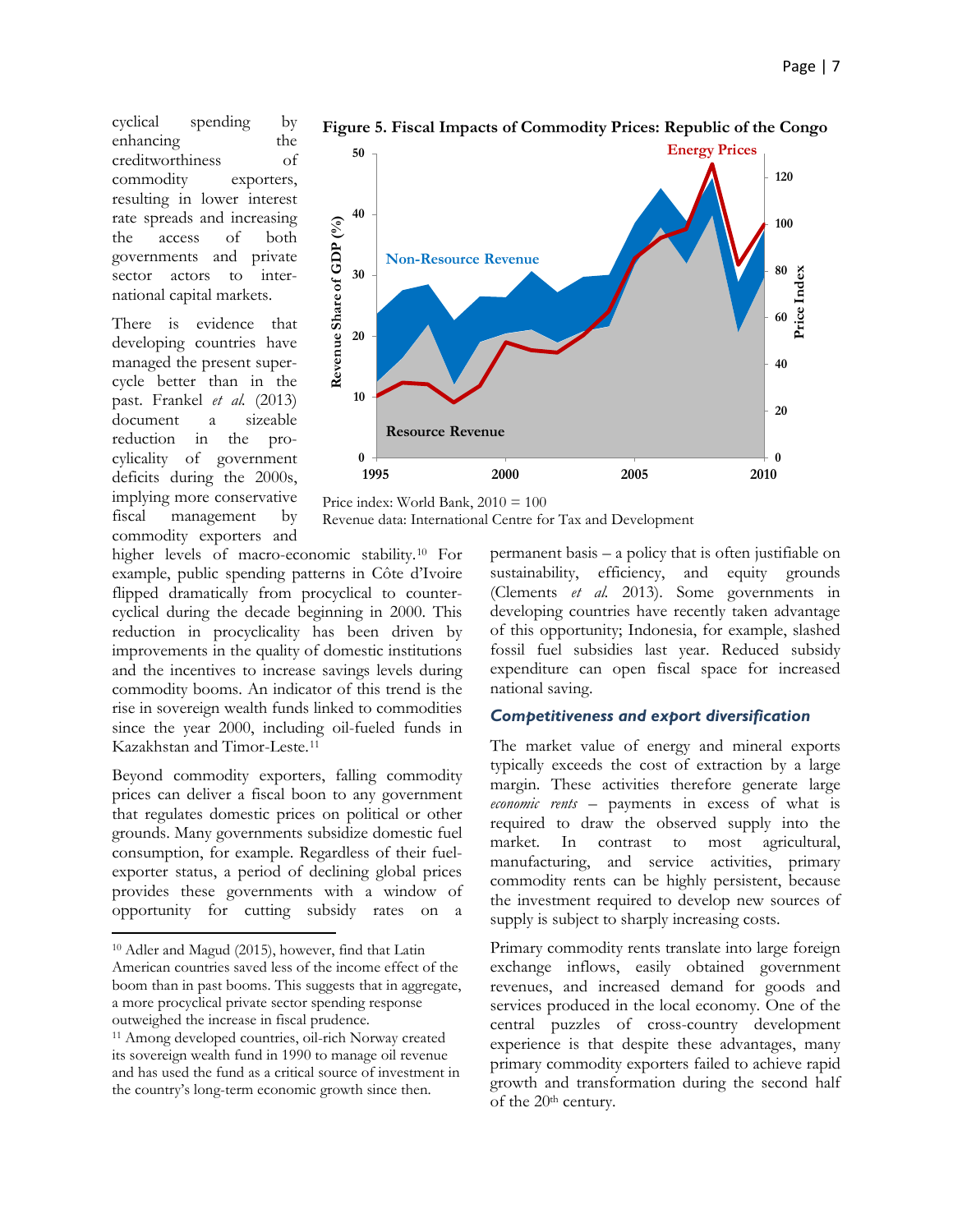cyclical spending by enhancing the creditworthiness of commodity exporters, resulting in lower interest rate spreads and increasing the access of both governments and private sector actors to international capital markets.

**Figure 5. Fiscal Impacts of Commodity Prices: Republic of the Congo**

Price index: World Bank, 2010 = 100
Revenue data: International Centre for Tax and Development

There is evidence that developing countries have managed the present super-cycle better than in the past. Frankel *et al.* (2013) document a sizeable reduction in the pro-cylicality of government deficits during the 2000s, implying more conservative fiscal management by commodity exporters and higher levels of macro-economic stability.[10] For example, public spending patterns in Côte d'Ivoire flipped dramatically from procyclical to counter-cyclical during the decade beginning in 2000. This reduction in procyclicality has been driven by improvements in the quality of domestic institutions and the incentives to increase savings levels during commodity booms. An indicator of this trend is the rise in sovereign wealth funds linked to commodities since the year 2000, including oil-fueled funds in Kazakhstan and Timor-Leste.[11]

Beyond commodity exporters, falling commodity prices can deliver a fiscal boon to any government that regulates domestic prices on political or other grounds. Many governments subsidize domestic fuel consumption, for example. Regardless of their fuel-exporter status, a period of declining global prices provides these governments with a window of opportunity for cutting subsidy rates on a permanent basis – a policy that is often justifiable on sustainability, efficiency, and equity grounds (Clements *et al.* 2013). Some governments in developing countries have recently taken advantage of this opportunity; Indonesia, for example, slashed fossil fuel subsidies last year. Reduced subsidy expenditure can open fiscal space for increased national saving.

### *Competitiveness and export diversification*

The market value of energy and mineral exports typically exceeds the cost of extraction by a large margin. These activities therefore generate large *economic rents* – payments in excess of what is required to draw the observed supply into the market. In contrast to most agricultural, manufacturing, and service activities, primary commodity rents can be highly persistent, because the investment required to develop new sources of supply is subject to sharply increasing costs.

Primary commodity rents translate into large foreign exchange inflows, easily obtained government revenues, and increased demand for goods and services produced in the local economy. One of the central puzzles of cross-country development experience is that despite these advantages, many primary commodity exporters failed to achieve rapid growth and transformation during the second half of the 20th century.

---

[10] Adler and Magud (2015), however, find that Latin American countries saved less of the income effect of the boom than in past booms. This suggests that in aggregate, a more procyclical private sector spending response outweighed the increase in fiscal prudence.

[11] Among developed countries, oil-rich Norway created its sovereign wealth fund in 1990 to manage oil revenue and has used the fund as a critical source of investment in the country's long-term economic growth since then.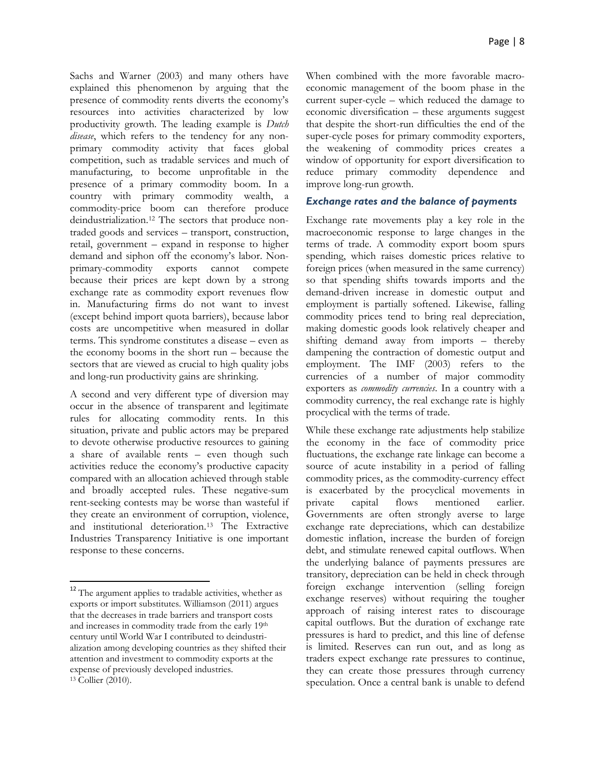Sachs and Warner (2003) and many others have explained this phenomenon by arguing that the presence of commodity rents diverts the economy's resources into activities characterized by low productivity growth. The leading example is *Dutch disease*, which refers to the tendency for any non-primary commodity activity that faces global competition, such as tradable services and much of manufacturing, to become unprofitable in the presence of a primary commodity boom. In a country with primary commodity wealth, a commodity-price boom can therefore produce deindustrialization.[12] The sectors that produce non-traded goods and services – transport, construction, retail, government – expand in response to higher demand and siphon off the economy's labor. Non-primary-commodity exports cannot compete because their prices are kept down by a strong exchange rate as commodity export revenues flow in. Manufacturing firms do not want to invest (except behind import quota barriers), because labor costs are uncompetitive when measured in dollar terms. This syndrome constitutes a disease – even as the economy booms in the short run – because the sectors that are viewed as crucial to high quality jobs and long-run productivity gains are shrinking.

A second and very different type of diversion may occur in the absence of transparent and legitimate rules for allocating commodity rents. In this situation, private and public actors may be prepared to devote otherwise productive resources to gaining a share of available rents – even though such activities reduce the economy's productive capacity compared with an allocation achieved through stable and broadly accepted rules. These negative-sum rent-seeking contests may be worse than wasteful if they create an environment of corruption, violence, and institutional deterioration.[13] The Extractive Industries Transparency Initiative is one important response to these concerns.

When combined with the more favorable macro-economic management of the boom phase in the current super-cycle – which reduced the damage to economic diversification – these arguments suggest that despite the short-run difficulties the end of the super-cycle poses for primary commodity exporters, the weakening of commodity prices creates a window of opportunity for export diversification to reduce primary commodity dependence and improve long-run growth.

### Exchange rates and the balance of payments

Exchange rate movements play a key role in the macroeconomic response to large changes in the terms of trade. A commodity export boom spurs spending, which raises domestic prices relative to foreign prices (when measured in the same currency) so that spending shifts towards imports and the demand-driven increase in domestic output and employment is partially softened. Likewise, falling commodity prices tend to bring real depreciation, making domestic goods look relatively cheaper and shifting demand away from imports – thereby dampening the contraction of domestic output and employment. The IMF (2003) refers to the currencies of a number of major commodity exporters as *commodity currencies*. In a country with a commodity currency, the real exchange rate is highly procyclical with the terms of trade.

While these exchange rate adjustments help stabilize the economy in the face of commodity price fluctuations, the exchange rate linkage can become a source of acute instability in a period of falling commodity prices, as the commodity-currency effect is exacerbated by the procyclical movements in private capital flows mentioned earlier. Governments are often strongly averse to large exchange rate depreciations, which can destabilize domestic inflation, increase the burden of foreign debt, and stimulate renewed capital outflows. When the underlying balance of payments pressures are transitory, depreciation can be held in check through foreign exchange intervention (selling foreign exchange reserves) without requiring the tougher approach of raising interest rates to discourage capital outflows. But the duration of exchange rate pressures is hard to predict, and this line of defense is limited. Reserves can run out, and as long as traders expect exchange rate pressures to continue, they can create those pressures through currency speculation. Once a central bank is unable to defend

---

[12] The argument applies to tradable activities, whether as exports or import substitutes. Williamson (2011) argues that the decreases in trade barriers and transport costs and increases in commodity trade from the early 19th century until World War I contributed to deindustrialization among developing countries as they shifted their attention and investment to commodity exports at the expense of previously developed industries.

[13] Collier (2010).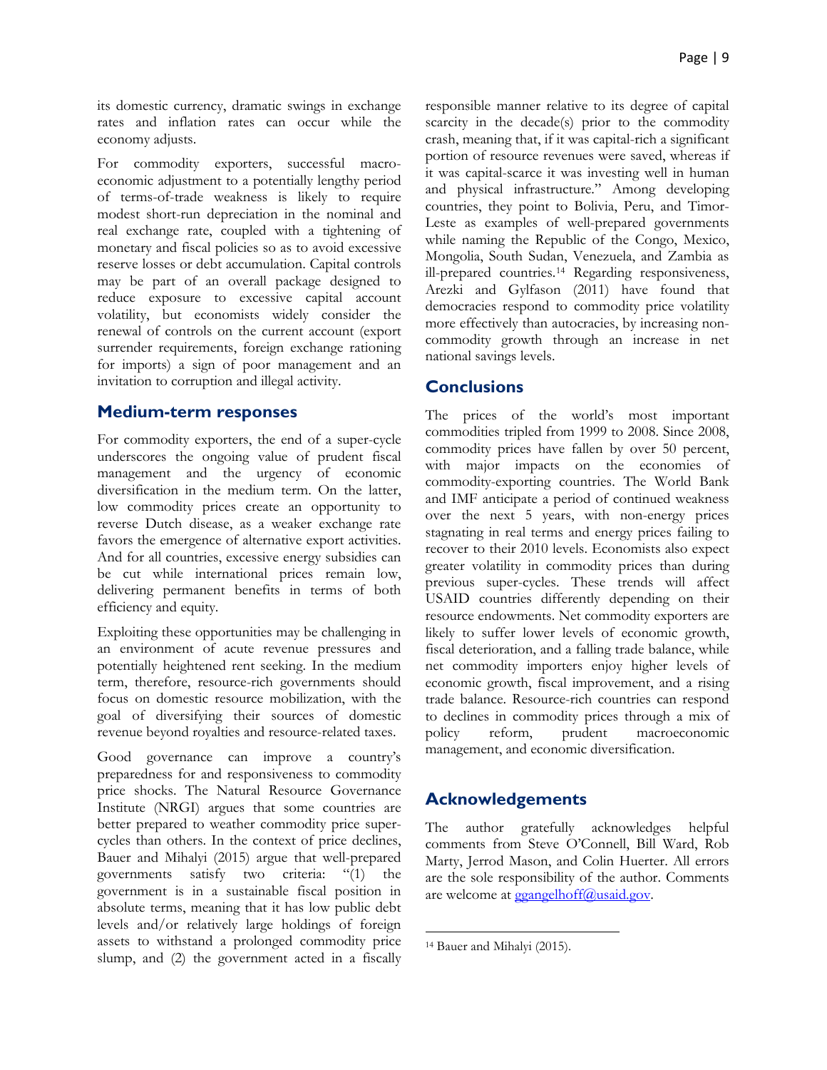its domestic currency, dramatic swings in exchange rates and inflation rates can occur while the economy adjusts.

For commodity exporters, successful macroeconomic adjustment to a potentially lengthy period of terms-of-trade weakness is likely to require modest short-run depreciation in the nominal and real exchange rate, coupled with a tightening of monetary and fiscal policies so as to avoid excessive reserve losses or debt accumulation. Capital controls may be part of an overall package designed to reduce exposure to excessive capital account volatility, but economists widely consider the renewal of controls on the current account (export surrender requirements, foreign exchange rationing for imports) a sign of poor management and an invitation to corruption and illegal activity.

## Medium-term responses

For commodity exporters, the end of a super-cycle underscores the ongoing value of prudent fiscal management and the urgency of economic diversification in the medium term. On the latter, low commodity prices create an opportunity to reverse Dutch disease, as a weaker exchange rate favors the emergence of alternative export activities. And for all countries, excessive energy subsidies can be cut while international prices remain low, delivering permanent benefits in terms of both efficiency and equity.

Exploiting these opportunities may be challenging in an environment of acute revenue pressures and potentially heightened rent seeking. In the medium term, therefore, resource-rich governments should focus on domestic resource mobilization, with the goal of diversifying their sources of domestic revenue beyond royalties and resource-related taxes.

Good governance can improve a country's preparedness for and responsiveness to commodity price shocks. The Natural Resource Governance Institute (NRGI) argues that some countries are better prepared to weather commodity price super-cycles than others. In the context of price declines, Bauer and Mihalyi (2015) argue that well-prepared governments satisfy two criteria: "(1) the government is in a sustainable fiscal position in absolute terms, meaning that it has low public debt levels and/or relatively large holdings of foreign assets to withstand a prolonged commodity price slump, and (2) the government acted in a fiscally responsible manner relative to its degree of capital scarcity in the decade(s) prior to the commodity crash, meaning that, if it was capital-rich a significant portion of resource revenues were saved, whereas if it was capital-scarce it was investing well in human and physical infrastructure." Among developing countries, they point to Bolivia, Peru, and Timor-Leste as examples of well-prepared governments while naming the Republic of the Congo, Mexico, Mongolia, South Sudan, Venezuela, and Zambia as ill-prepared countries.[14] Regarding responsiveness, Arezki and Gylfason (2011) have found that democracies respond to commodity price volatility more effectively than autocracies, by increasing non-commodity growth through an increase in net national savings levels.

## Conclusions

The prices of the world's most important commodities tripled from 1999 to 2008. Since 2008, commodity prices have fallen by over 50 percent, with major impacts on the economies of commodity-exporting countries. The World Bank and IMF anticipate a period of continued weakness over the next 5 years, with non-energy prices stagnating in real terms and energy prices failing to recover to their 2010 levels. Economists also expect greater volatility in commodity prices than during previous super-cycles. These trends will affect USAID countries differently depending on their resource endowments. Net commodity exporters are likely to suffer lower levels of economic growth, fiscal deterioration, and a falling trade balance, while net commodity importers enjoy higher levels of economic growth, fiscal improvement, and a rising trade balance. Resource-rich countries can respond to declines in commodity prices through a mix of policy reform, prudent macroeconomic management, and economic diversification.

## Acknowledgements

The author gratefully acknowledges helpful comments from Steve O'Connell, Bill Ward, Rob Marty, Jerrod Mason, and Colin Huerter. All errors are the sole responsibility of the author. Comments are welcome at ggangelhoff@usaid.gov.

---

[14] Bauer and Mihalyi (2015).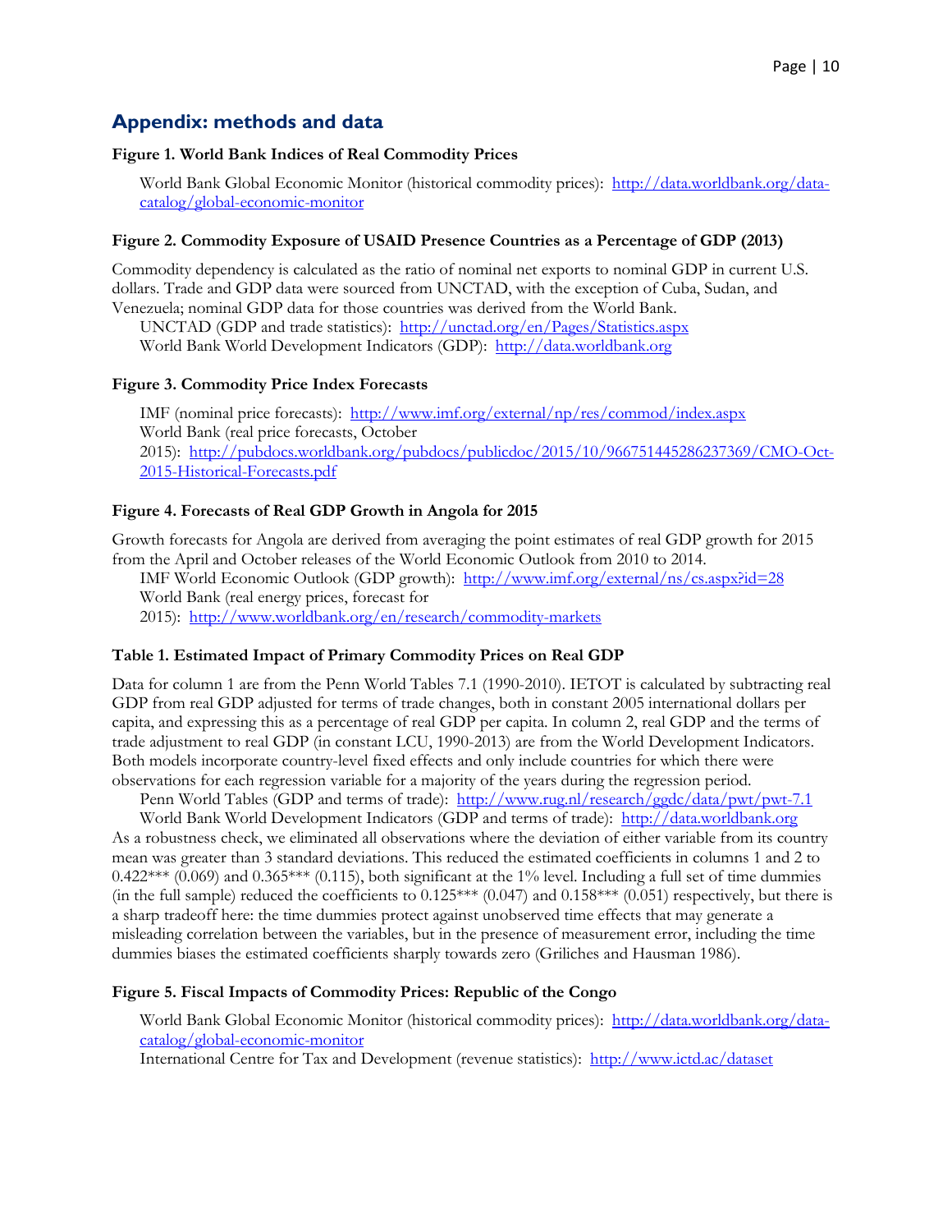## Appendix: methods and data

**Figure 1. World Bank Indices of Real Commodity Prices**

World Bank Global Economic Monitor (historical commodity prices): [http://data.worldbank.org/data-catalog/global-economic-monitor](http://data.worldbank.org/data-catalog/global-economic-monitor)

**Figure 2. Commodity Exposure of USAID Presence Countries as a Percentage of GDP (2013)**

Commodity dependency is calculated as the ratio of nominal net exports to nominal GDP in current U.S. dollars. Trade and GDP data were sourced from UNCTAD, with the exception of Cuba, Sudan, and Venezuela; nominal GDP data for those countries was derived from the World Bank.

UNCTAD (GDP and trade statistics): [http://unctad.org/en/Pages/Statistics.aspx](http://unctad.org/en/Pages/Statistics.aspx)
World Bank World Development Indicators (GDP): [http://data.worldbank.org](http://data.worldbank.org)

**Figure 3. Commodity Price Index Forecasts**

IMF (nominal price forecasts): [http://www.imf.org/external/np/res/commod/index.aspx](http://www.imf.org/external/np/res/commod/index.aspx)
World Bank (real price forecasts, October 2015): [http://pubdocs.worldbank.org/pubdocs/publicdoc/2015/10/966751445286237369/CMO-Oct-2015-Historical-Forecasts.pdf](http://pubdocs.worldbank.org/pubdocs/publicdoc/2015/10/966751445286237369/CMO-Oct-2015-Historical-Forecasts.pdf)

**Figure 4. Forecasts of Real GDP Growth in Angola for 2015**

Growth forecasts for Angola are derived from averaging the point estimates of real GDP growth for 2015 from the April and October releases of the World Economic Outlook from 2010 to 2014.

IMF World Economic Outlook (GDP growth): [http://www.imf.org/external/ns/cs.aspx?id=28](http://www.imf.org/external/ns/cs.aspx?id=28)
World Bank (real energy prices, forecast for 2015): [http://www.worldbank.org/en/research/commodity-markets](http://www.worldbank.org/en/research/commodity-markets)

**Table 1. Estimated Impact of Primary Commodity Prices on Real GDP**

Data for column 1 are from the Penn World Tables 7.1 (1990-2010). IETOT is calculated by subtracting real GDP from real GDP adjusted for terms of trade changes, both in constant 2005 international dollars per capita, and expressing this as a percentage of real GDP per capita. In column 2, real GDP and the terms of trade adjustment to real GDP (in constant LCU, 1990-2013) are from the World Development Indicators. Both models incorporate country-level fixed effects and only include countries for which there were observations for each regression variable for a majority of the years during the regression period.

Penn World Tables (GDP and terms of trade): [http://www.rug.nl/research/ggdc/data/pwt/pwt-7.1](http://www.rug.nl/research/ggdc/data/pwt/pwt-7.1)
World Bank World Development Indicators (GDP and terms of trade): [http://data.worldbank.org](http://data.worldbank.org)

As a robustness check, we eliminated all observations where the deviation of either variable from its country mean was greater than 3 standard deviations. This reduced the estimated coefficients in columns 1 and 2 to 0.422*** (0.069) and 0.365*** (0.115), both significant at the 1% level. Including a full set of time dummies (in the full sample) reduced the coefficients to 0.125*** (0.047) and 0.158*** (0.051) respectively, but there is a sharp tradeoff here: the time dummies protect against unobserved time effects that may generate a misleading correlation between the variables, but in the presence of measurement error, including the time dummies biases the estimated coefficients sharply towards zero (Griliches and Hausman 1986).

**Figure 5. Fiscal Impacts of Commodity Prices: Republic of the Congo**

World Bank Global Economic Monitor (historical commodity prices): [http://data.worldbank.org/data-catalog/global-economic-monitor](http://data.worldbank.org/data-catalog/global-economic-monitor)
International Centre for Tax and Development (revenue statistics): [http://www.ictd.ac/dataset](http://www.ictd.ac/dataset)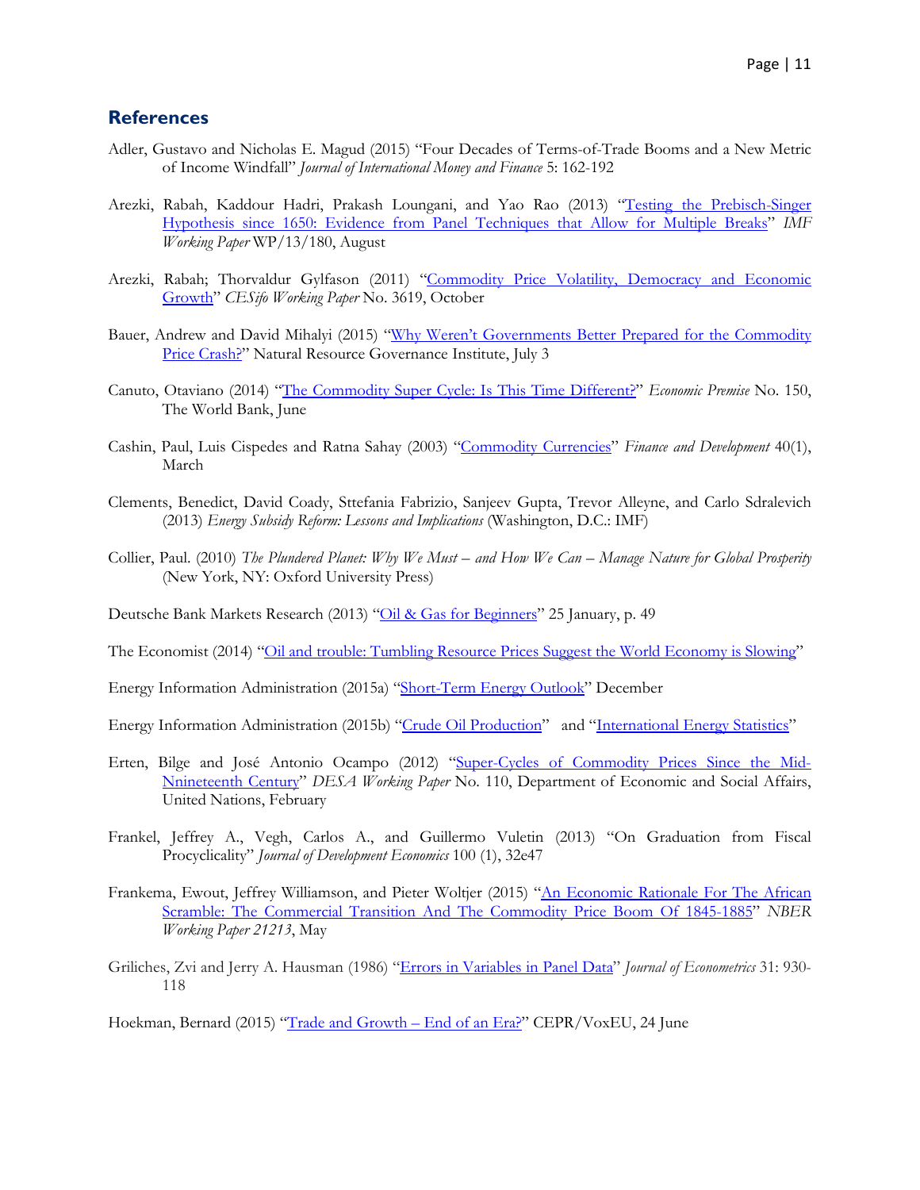## References

Adler, Gustavo and Nicholas E. Magud (2015) "Four Decades of Terms-of-Trade Booms and a New Metric of Income Windfall" *Journal of International Money and Finance* 5: 162-192

Arezki, Rabah, Kaddour Hadri, Prakash Loungani, and Yao Rao (2013) "Testing the Prebisch-Singer Hypothesis since 1650: Evidence from Panel Techniques that Allow for Multiple Breaks" *IMF Working Paper* WP/13/180, August

Arezki, Rabah; Thorvaldur Gylfason (2011) "Commodity Price Volatility, Democracy and Economic Growth" *CESifo Working Paper* No. 3619, October

Bauer, Andrew and David Mihalyi (2015) "Why Weren't Governments Better Prepared for the Commodity Price Crash?" Natural Resource Governance Institute, July 3

Canuto, Otaviano (2014) "The Commodity Super Cycle: Is This Time Different?" *Economic Premise* No. 150, The World Bank, June

Cashin, Paul, Luis Cispedes and Ratna Sahay (2003) "Commodity Currencies" *Finance and Development* 40(1), March

Clements, Benedict, David Coady, Sttefania Fabrizio, Sanjeev Gupta, Trevor Alleyne, and Carlo Sdralevich (2013) *Energy Subsidy Reform: Lessons and Implications* (Washington, D.C.: IMF)

Collier, Paul. (2010) *The Plundered Planet: Why We Must – and How We Can – Manage Nature for Global Prosperity* (New York, NY: Oxford University Press)

Deutsche Bank Markets Research (2013) "Oil & Gas for Beginners" 25 January, p. 49

The Economist (2014) "Oil and trouble: Tumbling Resource Prices Suggest the World Economy is Slowing"

Energy Information Administration (2015a) "Short-Term Energy Outlook" December

Energy Information Administration (2015b) "Crude Oil Production" and "International Energy Statistics"

Erten, Bilge and José Antonio Ocampo (2012) "Super-Cycles of Commodity Prices Since the Mid-Nnineteenth Century" *DESA Working Paper* No. 110, Department of Economic and Social Affairs, United Nations, February

Frankel, Jeffrey A., Vegh, Carlos A., and Guillermo Vuletin (2013) "On Graduation from Fiscal Procyclicality" *Journal of Development Economics* 100 (1), 32e47

Frankema, Ewout, Jeffrey Williamson, and Pieter Woltjer (2015) "An Economic Rationale For The African Scramble: The Commercial Transition And The Commodity Price Boom Of 1845-1885" *NBER Working Paper 21213*, May

Griliches, Zvi and Jerry A. Hausman (1986) "Errors in Variables in Panel Data" *Journal of Econometrics* 31: 930-118

Hoekman, Bernard (2015) "Trade and Growth – End of an Era?" CEPR/VoxEU, 24 June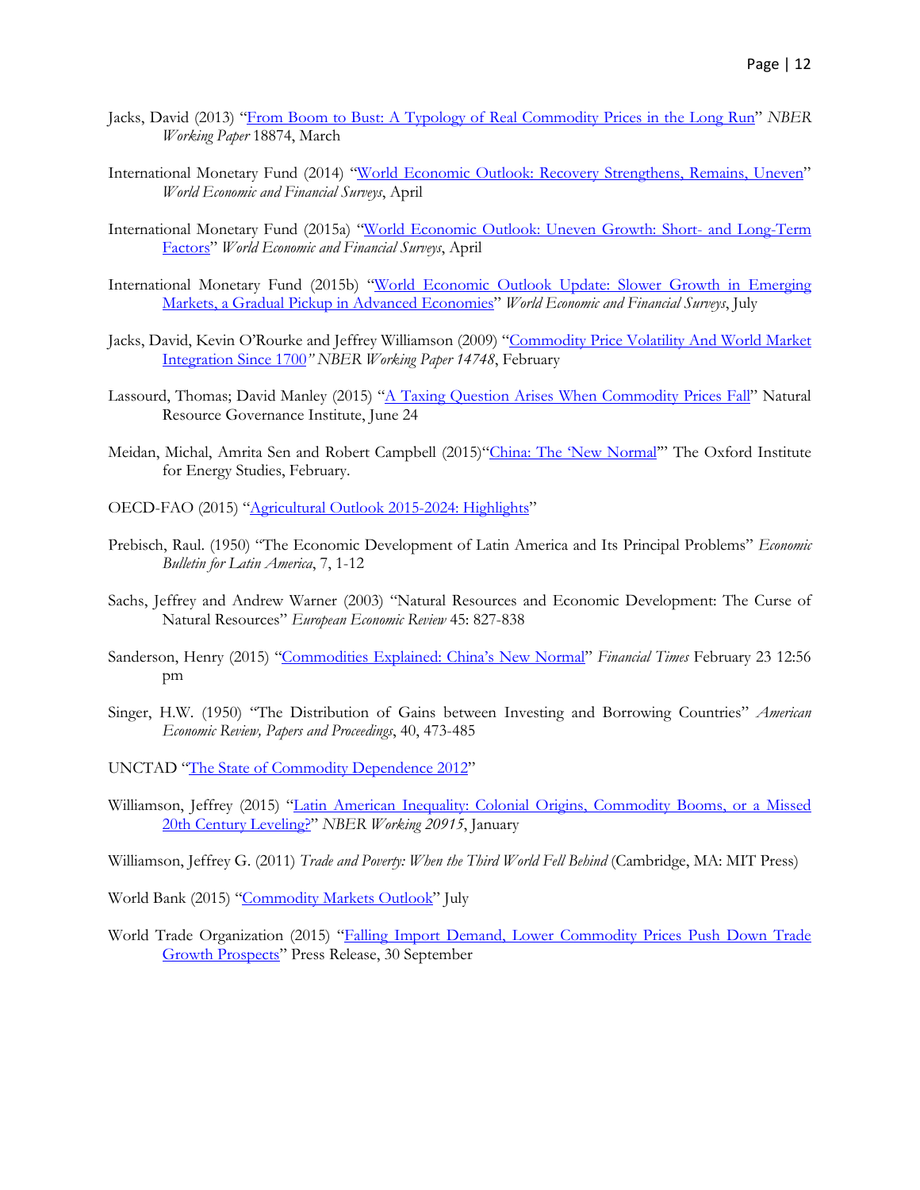Jacks, David (2013) "[From Boom to Bust: A Typology of Real Commodity Prices in the Long Run]" *NBER Working Paper* 18874, March

International Monetary Fund (2014) "[World Economic Outlook: Recovery Strengthens, Remains, Uneven]" *World Economic and Financial Surveys*, April

International Monetary Fund (2015a) "[World Economic Outlook: Uneven Growth: Short- and Long-Term Factors]" *World Economic and Financial Surveys*, April

International Monetary Fund (2015b) "[World Economic Outlook Update: Slower Growth in Emerging Markets, a Gradual Pickup in Advanced Economies]" *World Economic and Financial Surveys*, July

Jacks, David, Kevin O'Rourke and Jeffrey Williamson (2009) "[Commodity Price Volatility And World Market Integration Since 1700]" *NBER Working Paper 14748*, February

Lassourd, Thomas; David Manley (2015) "[A Taxing Question Arises When Commodity Prices Fall]" Natural Resource Governance Institute, June 24

Meidan, Michal, Amrita Sen and Robert Campbell (2015)"[China: The 'New Normal']" The Oxford Institute for Energy Studies, February.

OECD-FAO (2015) "[Agricultural Outlook 2015-2024: Highlights]"

Prebisch, Raul. (1950) "The Economic Development of Latin America and Its Principal Problems" *Economic Bulletin for Latin America*, 7, 1-12

Sachs, Jeffrey and Andrew Warner (2003) "Natural Resources and Economic Development: The Curse of Natural Resources" *European Economic Review* 45: 827-838

Sanderson, Henry (2015) "[Commodities Explained: China's New Normal]" *Financial Times* February 23 12:56 pm

Singer, H.W. (1950) "The Distribution of Gains between Investing and Borrowing Countries" *American Economic Review, Papers and Proceedings*, 40, 473-485

UNCTAD "[The State of Commodity Dependence 2012]"

Williamson, Jeffrey (2015) "[Latin American Inequality: Colonial Origins, Commodity Booms, or a Missed 20th Century Leveling?]" *NBER Working 20915*, January

Williamson, Jeffrey G. (2011) *Trade and Poverty: When the Third World Fell Behind* (Cambridge, MA: MIT Press)

World Bank (2015) "[Commodity Markets Outlook]" July

World Trade Organization (2015) "[Falling Import Demand, Lower Commodity Prices Push Down Trade Growth Prospects]" Press Release, 30 September